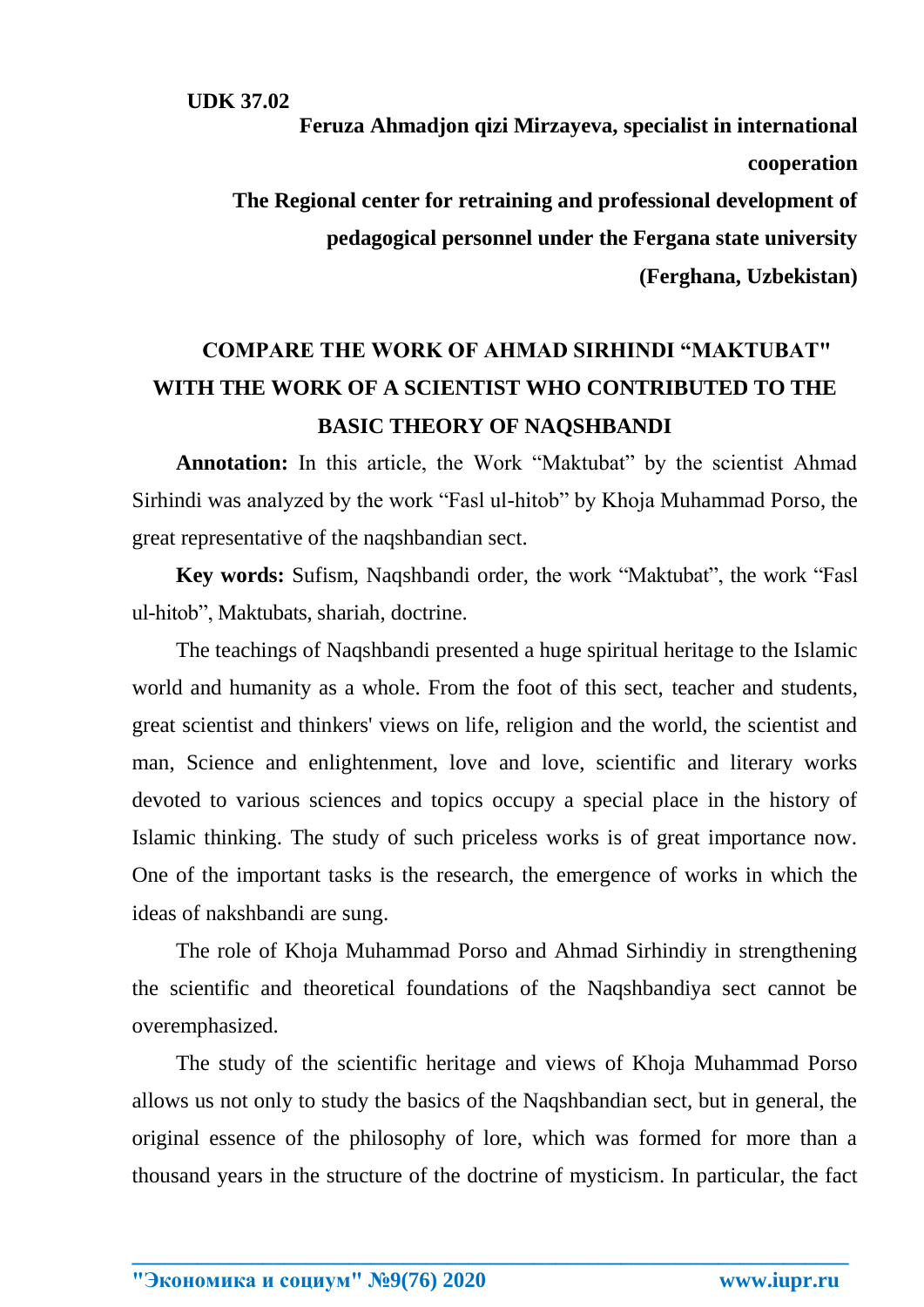**UDK 37.02**

**Feruza Ahmadjon qizi Mirzayeva, specialist in international cooperation**

**The Regional center for retraining and professional development of pedagogical personnel under the Fergana state university**

**(Ferghana, Uzbekistan)**

# COMPARE THE WORK OF AHMAD SIRHINDI "MAKTUBAT" WITH THE WORK OF A SCIENTIST WHO CONTRIBUTED TO THE BASIC THEORY OF NAQSHBANDI

**Annotation:** In this article, the Work "Maktubat" by the scientist Ahmad Sirhindi was analyzed by the work "Fasl ul-hitob" by Khoja Muhammad Porso, the great representative of the naqshbandian sect.

**Key words:** Sufism, Naqshbandi order, the work "Maktubat", the work "Fasl ul-hitob", Maktubats, shariah, doctrine.

The teachings of Naqshbandi presented a huge spiritual heritage to the Islamic world and humanity as a whole. From the foot of this sect, teacher and students, great scientist and thinkers' views on life, religion and the world, the scientist and man, Science and enlightenment, love and love, scientific and literary works devoted to various sciences and topics occupy a special place in the history of Islamic thinking. The study of such priceless works is of great importance now. One of the important tasks is the research, the emergence of works in which the ideas of nakshbandi are sung.

The role of Khoja Muhammad Porso and Ahmad Sirhindiy in strengthening the scientific and theoretical foundations of the Naqshbandiya sect cannot be overemphasized.

The study of the scientific heritage and views of Khoja Muhammad Porso allows us not only to study the basics of the Naqshbandian sect, but in general, the original essence of the philosophy of lore, which was formed for more than a thousand years in the structure of the doctrine of mysticism. In particular, the fact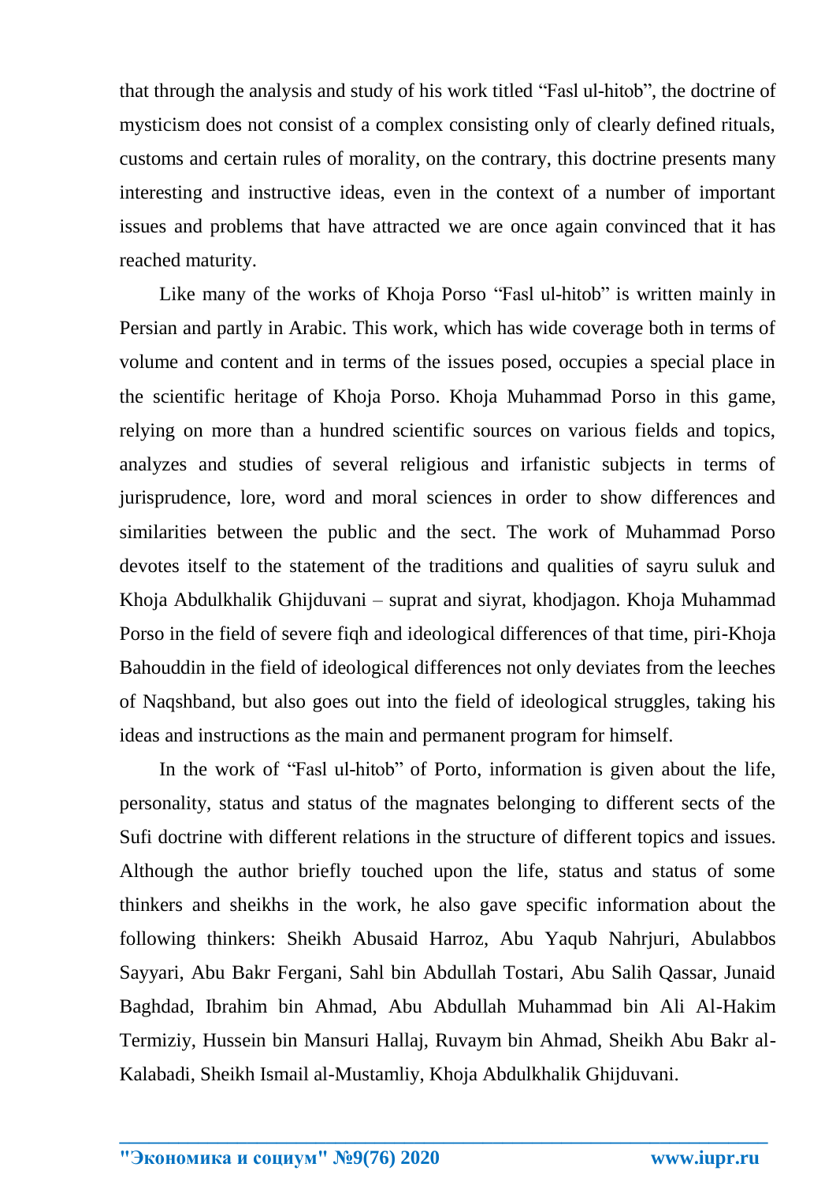that through the analysis and study of his work titled "Fasl ul-hitob", the doctrine of mysticism does not consist of a complex consisting only of clearly defined rituals, customs and certain rules of morality, on the contrary, this doctrine presents many interesting and instructive ideas, even in the context of a number of important issues and problems that have attracted we are once again convinced that it has reached maturity.

Like many of the works of Khoja Porso "Fasl ul-hitob" is written mainly in Persian and partly in Arabic. This work, which has wide coverage both in terms of volume and content and in terms of the issues posed, occupies a special place in the scientific heritage of Khoja Porso. Khoja Muhammad Porso in this game, relying on more than a hundred scientific sources on various fields and topics, analyzes and studies of several religious and irfanistic subjects in terms of jurisprudence, lore, word and moral sciences in order to show differences and similarities between the public and the sect. The work of Muhammad Porso devotes itself to the statement of the traditions and qualities of sayru suluk and Khoja Abdulkhalik Ghijduvani – suprat and siyrat, khodjagon. Khoja Muhammad Porso in the field of severe fiqh and ideological differences of that time, piri-Khoja Bahouddin in the field of ideological differences not only deviates from the leeches of Naqshband, but also goes out into the field of ideological struggles, taking his ideas and instructions as the main and permanent program for himself.

In the work of "Fasl ul-hitob" of Porto, information is given about the life, personality, status and status of the magnates belonging to different sects of the Sufi doctrine with different relations in the structure of different topics and issues. Although the author briefly touched upon the life, status and status of some thinkers and sheikhs in the work, he also gave specific information about the following thinkers: Sheikh Abusaid Harroz, Abu Yaqub Nahrjuri, Abulabbos Sayyari, Abu Bakr Fergani, Sahl bin Abdullah Tostari, Abu Salih Qassar, Junaid Baghdad, Ibrahim bin Ahmad, Abu Abdullah Muhammad bin Ali Al-Hakim Termiziy, Hussein bin Mansuri Hallaj, Ruvaym bin Ahmad, Sheikh Abu Bakr al-Kalabadi, Sheikh Ismail al-Mustamliy, Khoja Abdulkhalik Ghijduvani.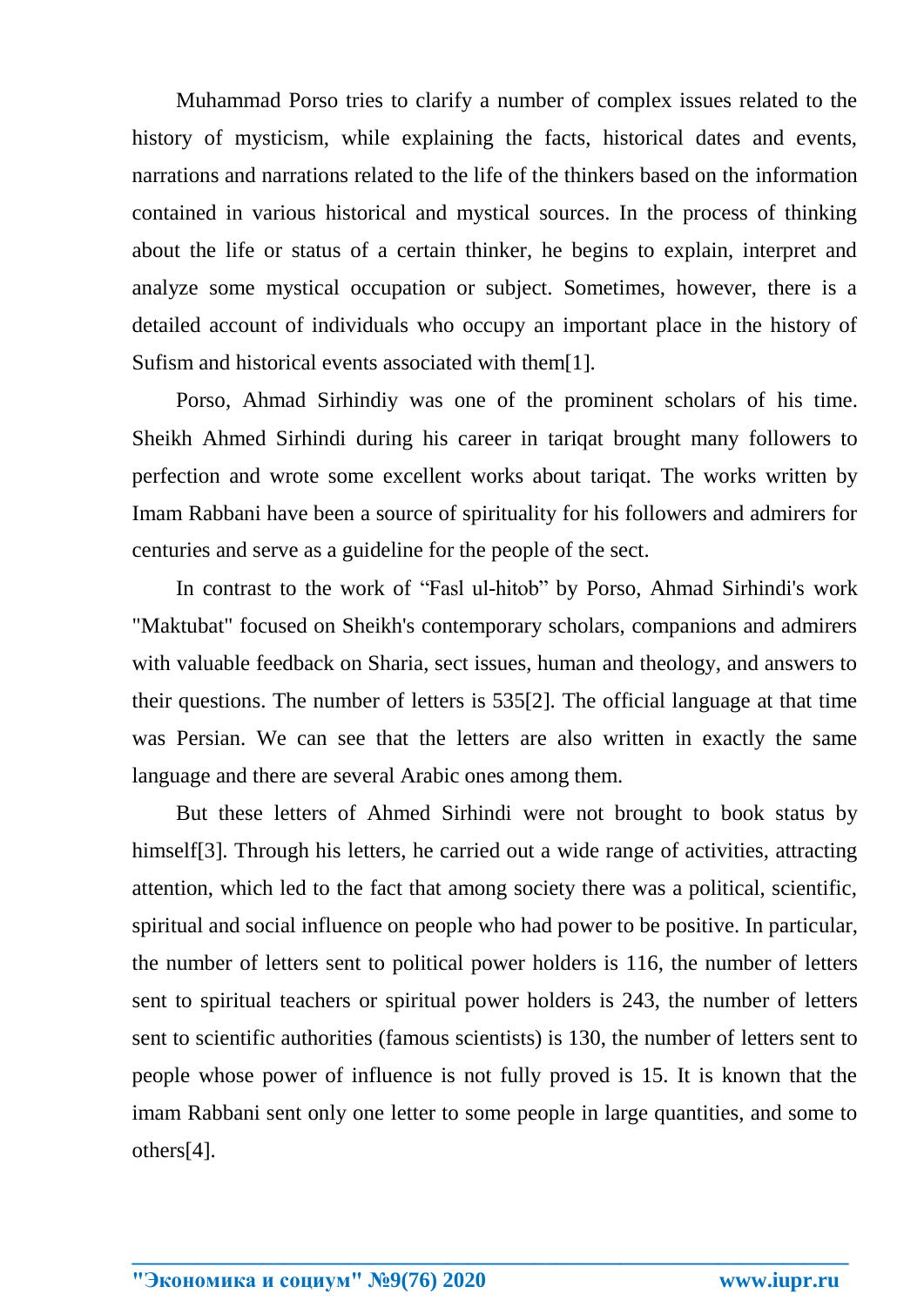Muhammad Porso tries to clarify a number of complex issues related to the history of mysticism, while explaining the facts, historical dates and events, narrations and narrations related to the life of the thinkers based on the information contained in various historical and mystical sources. In the process of thinking about the life or status of a certain thinker, he begins to explain, interpret and analyze some mystical occupation or subject. Sometimes, however, there is a detailed account of individuals who occupy an important place in the history of Sufism and historical events associated with them[1].

Porso, Ahmad Sirhindiy was one of the prominent scholars of his time. Sheikh Ahmed Sirhindi during his career in tariqat brought many followers to perfection and wrote some excellent works about tariqat. The works written by Imam Rabbani have been a source of spirituality for his followers and admirers for centuries and serve as a guideline for the people of the sect.

In contrast to the work of “Fasl ul-hitob” by Porso, Ahmad Sirhindi's work "Maktubat" focused on Sheikh's contemporary scholars, companions and admirers with valuable feedback on Sharia, sect issues, human and theology, and answers to their questions. The number of letters is 535[2]. The official language at that time was Persian. We can see that the letters are also written in exactly the same language and there are several Arabic ones among them.

But these letters of Ahmed Sirhindi were not brought to book status by himself[3]. Through his letters, he carried out a wide range of activities, attracting attention, which led to the fact that among society there was a political, scientific, spiritual and social influence on people who had power to be positive. In particular, the number of letters sent to political power holders is 116, the number of letters sent to spiritual teachers or spiritual power holders is 243, the number of letters sent to scientific authorities (famous scientists) is 130, the number of letters sent to people whose power of influence is not fully proved is 15. It is known that the imam Rabbani sent only one letter to some people in large quantities, and some to others[4].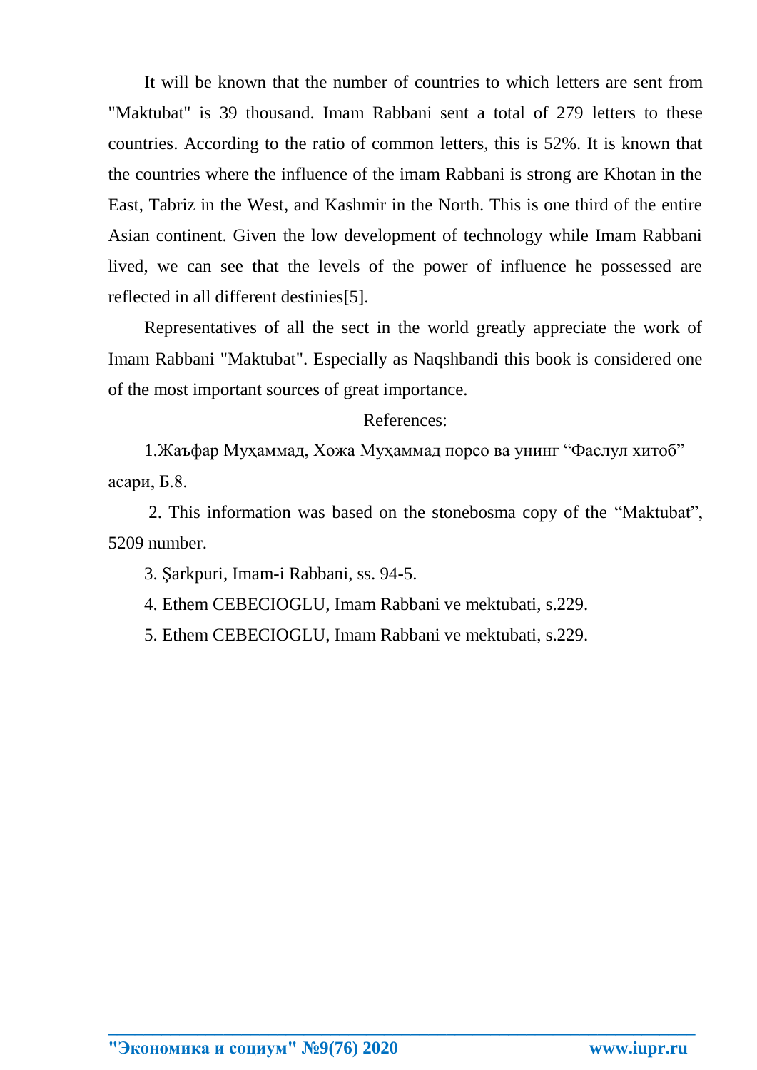It will be known that the number of countries to which letters are sent from "Maktubat" is 39 thousand. Imam Rabbani sent a total of 279 letters to these countries. According to the ratio of common letters, this is 52%. It is known that the countries where the influence of the imam Rabbani is strong are Khotan in the East, Tabriz in the West, and Kashmir in the North. This is one third of the entire Asian continent. Given the low development of technology while Imam Rabbani lived, we can see that the levels of the power of influence he possessed are reflected in all different destinies[5].

Representatives of all the sect in the world greatly appreciate the work of Imam Rabbani "Maktubat". Especially as Naqshbandi this book is considered one of the most important sources of great importance.

References:

1.Жаъфар Муҳаммад, Хожа Муҳаммад порсо ва унинг "Фаслул хитоб" асари, Б.8.

2. This information was based on the stonebosma copy of the "Maktubat", 5209 number.

3. Şarkpuri, Imam-i Rabbani, ss. 94-5.

4. Ethem CEBECIOGLU, Imam Rabbani ve mektubati, s.229.

5. Ethem CEBECIOGLU, Imam Rabbani ve mektubati, s.229.